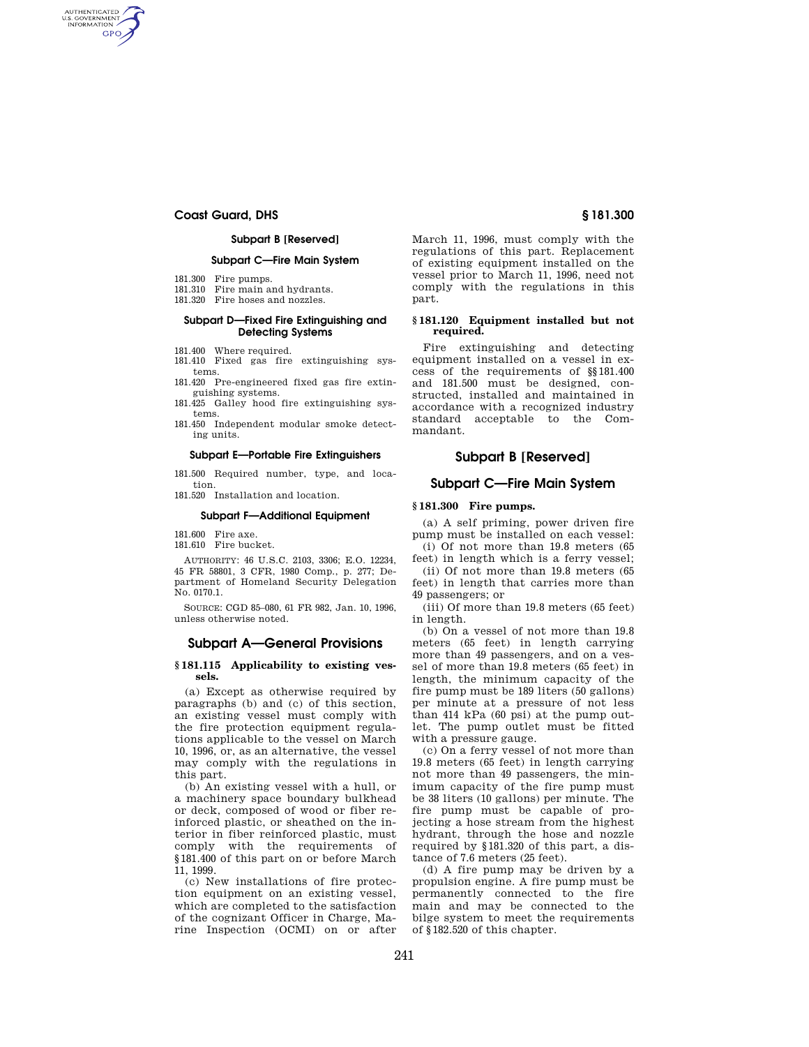## Subpart B [Reserved]

## Subpart C—Fire Main System

181.300 Fire pumps.
181.310 Fire main and hydrants.
181.320 Fire hoses and nozzles.

## Subpart D—Fixed Fire Extinguishing and Detecting Systems

181.400 Where required.
181.410 Fixed gas fire extinguishing systems.
181.420 Pre-engineered fixed gas fire extinguishing systems.
181.425 Galley hood fire extinguishing systems.
181.450 Independent modular smoke detecting units.

## Subpart E—Portable Fire Extinguishers

181.500 Required number, type, and location.
181.520 Installation and location.

## Subpart F—Additional Equipment

181.600 Fire axe.
181.610 Fire bucket.

AUTHORITY: 46 U.S.C. 2103, 3306; E.O. 12234, 45 FR 58801, 3 CFR, 1980 Comp., p. 277; Department of Homeland Security Delegation No. 0170.1.

SOURCE: CGD 85–080, 61 FR 982, Jan. 10, 1996, unless otherwise noted.

## Subpart A—General Provisions

### § 181.115 Applicability to existing vessels.

(a) Except as otherwise required by paragraphs (b) and (c) of this section, an existing vessel must comply with the fire protection equipment regulations applicable to the vessel on March 10, 1996, or, as an alternative, the vessel may comply with the regulations in this part.

(b) An existing vessel with a hull, or a machinery space boundary bulkhead or deck, composed of wood or fiber reinforced plastic, or sheathed on the interior in fiber reinforced plastic, must comply with the requirements of §181.400 of this part on or before March 11, 1999.

(c) New installations of fire protection equipment on an existing vessel, which are completed to the satisfaction of the cognizant Officer in Charge, Marine Inspection (OCMI) on or after March 11, 1996, must comply with the regulations of this part. Replacement of existing equipment installed on the vessel prior to March 11, 1996, need not comply with the regulations in this part.

### § 181.120 Equipment installed but not required.

Fire extinguishing and detecting equipment installed on a vessel in excess of the requirements of §§181.400 and 181.500 must be designed, constructed, installed and maintained in accordance with a recognized industry standard acceptable to the Commandant.

## Subpart B [Reserved]

## Subpart C—Fire Main System

### § 181.300 Fire pumps.

(a) A self priming, power driven fire pump must be installed on each vessel:

(i) Of not more than 19.8 meters (65 feet) in length which is a ferry vessel;

(ii) Of not more than 19.8 meters (65 feet) in length that carries more than 49 passengers; or

(iii) Of more than 19.8 meters (65 feet) in length.

(b) On a vessel of not more than 19.8 meters (65 feet) in length carrying more than 49 passengers, and on a vessel of more than 19.8 meters (65 feet) in length, the minimum capacity of the fire pump must be 189 liters (50 gallons) per minute at a pressure of not less than 414 kPa (60 psi) at the pump outlet. The pump outlet must be fitted with a pressure gauge.

(c) On a ferry vessel of not more than 19.8 meters (65 feet) in length carrying not more than 49 passengers, the minimum capacity of the fire pump must be 38 liters (10 gallons) per minute. The fire pump must be capable of projecting a hose stream from the highest hydrant, through the hose and nozzle required by §181.320 of this part, a distance of 7.6 meters (25 feet).

(d) A fire pump may be driven by a propulsion engine. A fire pump must be permanently connected to the fire main and may be connected to the bilge system to meet the requirements of §182.520 of this chapter.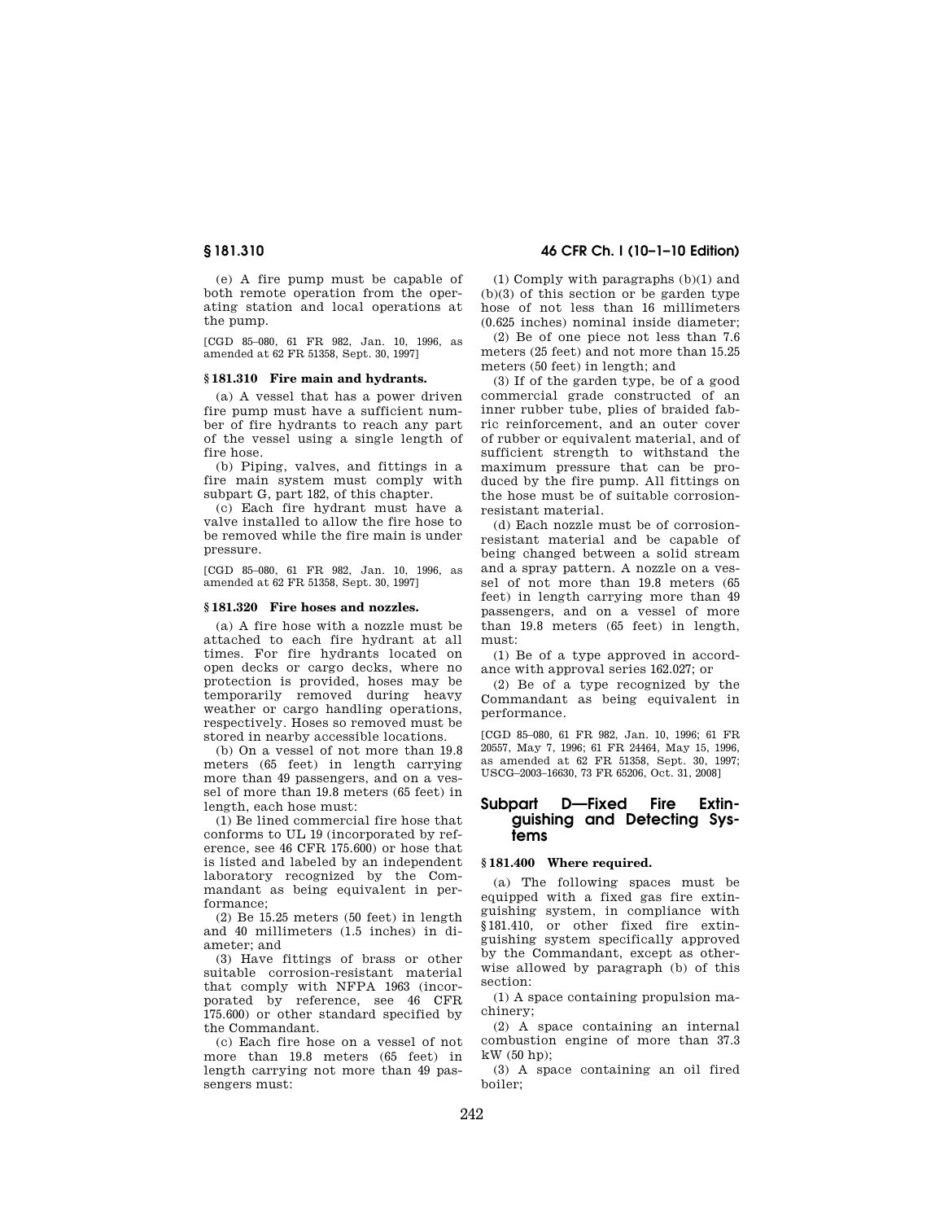(e) A fire pump must be capable of both remote operation from the operating station and local operations at the pump.

[CGD 85–080, 61 FR 982, Jan. 10, 1996, as amended at 62 FR 51358, Sept. 30, 1997]

### § 181.310 Fire main and hydrants.

(a) A vessel that has a power driven fire pump must have a sufficient number of fire hydrants to reach any part of the vessel using a single length of fire hose.

(b) Piping, valves, and fittings in a fire main system must comply with subpart G, part 182, of this chapter.

(c) Each fire hydrant must have a valve installed to allow the fire hose to be removed while the fire main is under pressure.

[CGD 85–080, 61 FR 982, Jan. 10, 1996, as amended at 62 FR 51358, Sept. 30, 1997]

### § 181.320 Fire hoses and nozzles.

(a) A fire hose with a nozzle must be attached to each fire hydrant at all times. For fire hydrants located on open decks or cargo decks, where no protection is provided, hoses may be temporarily removed during heavy weather or cargo handling operations, respectively. Hoses so removed must be stored in nearby accessible locations.

(b) On a vessel of not more than 19.8 meters (65 feet) in length carrying more than 49 passengers, and on a vessel of more than 19.8 meters (65 feet) in length, each hose must:

(1) Be lined commercial fire hose that conforms to UL 19 (incorporated by reference, see 46 CFR 175.600) or hose that is listed and labeled by an independent laboratory recognized by the Commandant as being equivalent in performance;

(2) Be 15.25 meters (50 feet) in length and 40 millimeters (1.5 inches) in diameter; and

(3) Have fittings of brass or other suitable corrosion-resistant material that comply with NFPA 1963 (incorporated by reference, see 46 CFR 175.600) or other standard specified by the Commandant.

(c) Each fire hose on a vessel of not more than 19.8 meters (65 feet) in length carrying not more than 49 passengers must:

(1) Comply with paragraphs (b)(1) and (b)(3) of this section or be garden type hose of not less than 16 millimeters (0.625 inches) nominal inside diameter;

(2) Be of one piece not less than 7.6 meters (25 feet) and not more than 15.25 meters (50 feet) in length; and

(3) If of the garden type, be of a good commercial grade constructed of an inner rubber tube, plies of braided fabric reinforcement, and an outer cover of rubber or equivalent material, and of sufficient strength to withstand the maximum pressure that can be produced by the fire pump. All fittings on the hose must be of suitable corrosion-resistant material.

(d) Each nozzle must be of corrosion-resistant material and be capable of being changed between a solid stream and a spray pattern. A nozzle on a vessel of not more than 19.8 meters (65 feet) in length carrying more than 49 passengers, and on a vessel of more than 19.8 meters (65 feet) in length, must:

(1) Be of a type approved in accordance with approval series 162.027; or

(2) Be of a type recognized by the Commandant as being equivalent in performance.

[CGD 85–080, 61 FR 982, Jan. 10, 1996; 61 FR 20557, May 7, 1996; 61 FR 24464, May 15, 1996, as amended at 62 FR 51358, Sept. 30, 1997; USCG–2003–16630, 73 FR 65206, Oct. 31, 2008]

## Subpart D—Fixed Fire Extinguishing and Detecting Systems

### § 181.400 Where required.

(a) The following spaces must be equipped with a fixed gas fire extinguishing system, in compliance with § 181.410, or other fixed fire extinguishing system specifically approved by the Commandant, except as otherwise allowed by paragraph (b) of this section:

(1) A space containing propulsion machinery;

(2) A space containing an internal combustion engine of more than 37.3 kW (50 hp);

(3) A space containing an oil fired boiler;